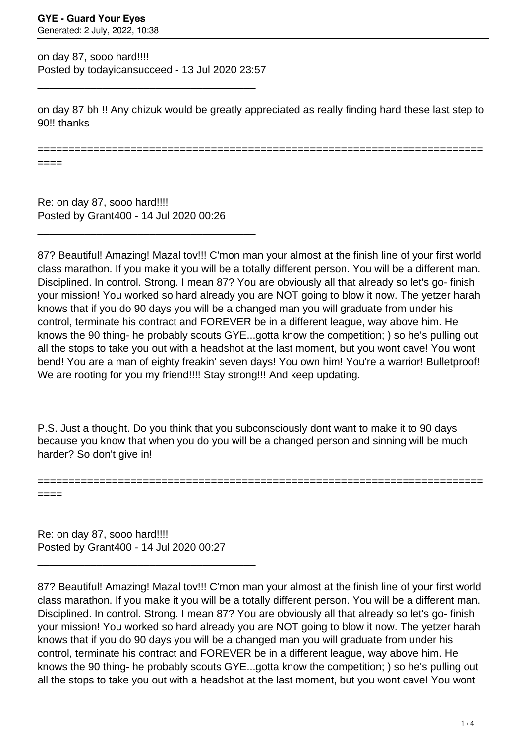on day 87, sooo hard!!!!
Posted by todayicansucceed - 13 Jul 2020 23:57

_____________________________________

on day 87 bh !! Any chizuk would be greatly appreciated as really finding hard these last step to 90!! thanks

=========================================================================

Re: on day 87, sooo hard!!!!
Posted by Grant400 - 14 Jul 2020 00:26

_____________________________________

87? Beautiful! Amazing! Mazal tov!!! C'mon man your almost at the finish line of your first world class marathon. If you make it you will be a totally different person. You will be a different man. Disciplined. In control. Strong. I mean 87? You are obviously all that already so let's go- finish your mission! You worked so hard already you are NOT going to blow it now. The yetzer harah knows that if you do 90 days you will be a changed man you will graduate from under his control, terminate his contract and FOREVER be in a different league, way above him. He knows the 90 thing- he probably scouts GYE...gotta know the competition; ) so he's pulling out all the stops to take you out with a headshot at the last moment, but you wont cave! You wont bend! You are a man of eighty freakin' seven days! You own him! You're a warrior! Bulletproof! We are rooting for you my friend!!!! Stay strong!!! And keep updating.

P.S. Just a thought. Do you think that you subconsciously dont want to make it to 90 days because you know that when you do you will be a changed person and sinning will be much harder? So don't give in!

=========================================================================

Re: on day 87, sooo hard!!!!
Posted by Grant400 - 14 Jul 2020 00:27

_____________________________________

87? Beautiful! Amazing! Mazal tov!!! C'mon man your almost at the finish line of your first world class marathon. If you make it you will be a totally different person. You will be a different man. Disciplined. In control. Strong. I mean 87? You are obviously all that already so let's go- finish your mission! You worked so hard already you are NOT going to blow it now. The yetzer harah knows that if you do 90 days you will be a changed man you will graduate from under his control, terminate his contract and FOREVER be in a different league, way above him. He knows the 90 thing- he probably scouts GYE...gotta know the competition; ) so he's pulling out all the stops to take you out with a headshot at the last moment, but you wont cave! You wont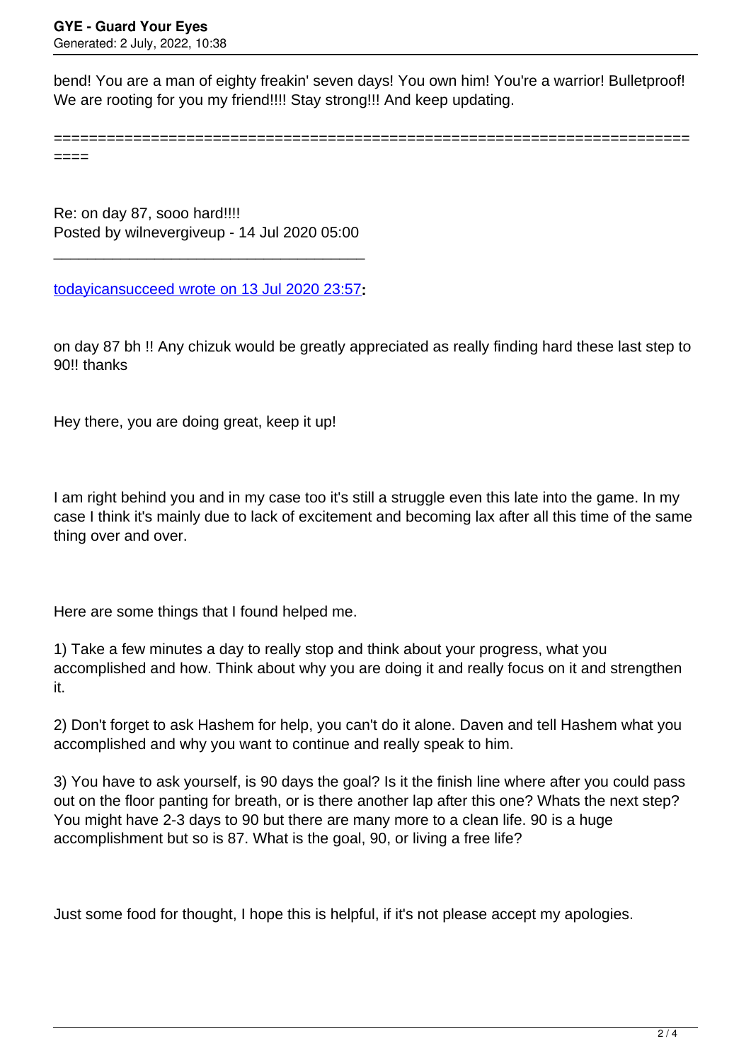bend! You are a man of eighty freakin' seven days! You own him! You're a warrior! Bulletproof! We are rooting for you my friend!!!! Stay strong!!! And keep updating.

====================================================================

Re: on day 87, sooo hard!!!!
Posted by wilnevergiveup - 14 Jul 2020 05:00

---

todayicansucceed wrote on 13 Jul 2020 23:57**:**

on day 87 bh !! Any chizuk would be greatly appreciated as really finding hard these last step to 90!! thanks

Hey there, you are doing great, keep it up!

I am right behind you and in my case too it's still a struggle even this late into the game. In my case I think it's mainly due to lack of excitement and becoming lax after all this time of the same thing over and over.

Here are some things that I found helped me.

1) Take a few minutes a day to really stop and think about your progress, what you accomplished and how. Think about why you are doing it and really focus on it and strengthen it.

2) Don't forget to ask Hashem for help, you can't do it alone. Daven and tell Hashem what you accomplished and why you want to continue and really speak to him.

3) You have to ask yourself, is 90 days the goal? Is it the finish line where after you could pass out on the floor panting for breath, or is there another lap after this one? Whats the next step? You might have 2-3 days to 90 but there are many more to a clean life. 90 is a huge accomplishment but so is 87. What is the goal, 90, or living a free life?

Just some food for thought, I hope this is helpful, if it's not please accept my apologies.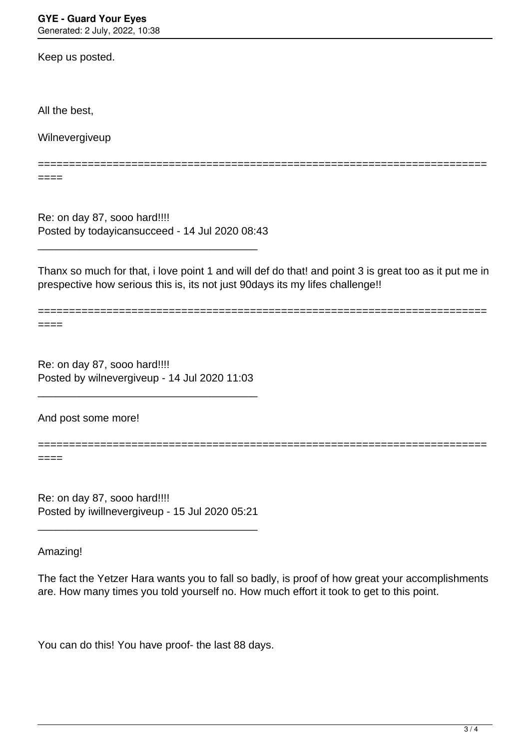Keep us posted.

All the best,

Wilnevergiveup

========================================================================
====

Re: on day 87, sooo hard!!!!
Posted by todayicansucceed - 14 Jul 2020 08:43

_____________________________________

Thanx so much for that, i love point 1 and will def do that! and point 3 is great too as it put me in prespective how serious this is, its not just 90days its my lifes challenge!!

========================================================================
====

Re: on day 87, sooo hard!!!!
Posted by wilnevergiveup - 14 Jul 2020 11:03

_____________________________________

And post some more!

========================================================================
====

Re: on day 87, sooo hard!!!!
Posted by iwillnevergiveup - 15 Jul 2020 05:21

_____________________________________

Amazing!

The fact the Yetzer Hara wants you to fall so badly, is proof of how great your accomplishments are. How many times you told yourself no. How much effort it took to get to this point.

You can do this! You have proof- the last 88 days.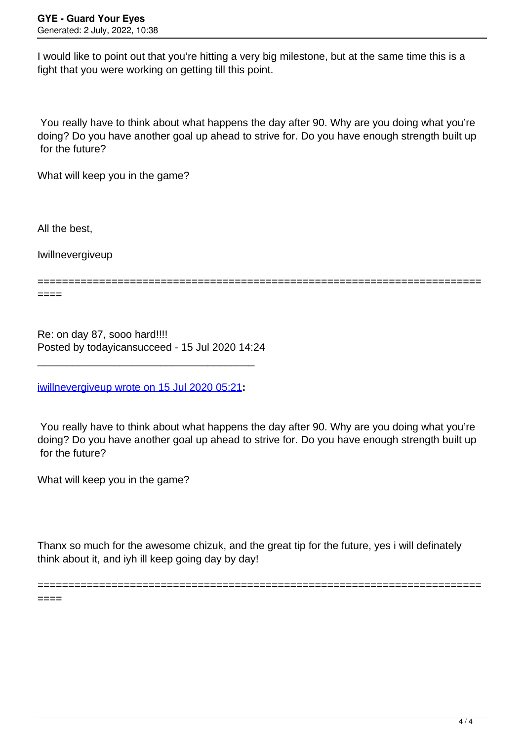I would like to point out that you're hitting a very big milestone, but at the same time this is a fight that you were working on getting till this point.

You really have to think about what happens the day after 90. Why are you doing what you're doing? Do you have another goal up ahead to strive for. Do you have enough strength built up for the future?

What will keep you in the game?

All the best,

Iwillnevergiveup

============================================================================

Re: on day 87, sooo hard!!!!
Posted by todayicansucceed - 15 Jul 2020 14:24

---

iwillnevergiveup wrote on 15 Jul 2020 05:21**:**

> You really have to think about what happens the day after 90. Why are you doing what you're doing? Do you have another goal up ahead to strive for. Do you have enough strength built up for the future?
>
> What will keep you in the game?

Thanx so much for the awesome chizuk, and the great tip for the future, yes i will definately think about it, and iyh ill keep going day by day!

============================================================================